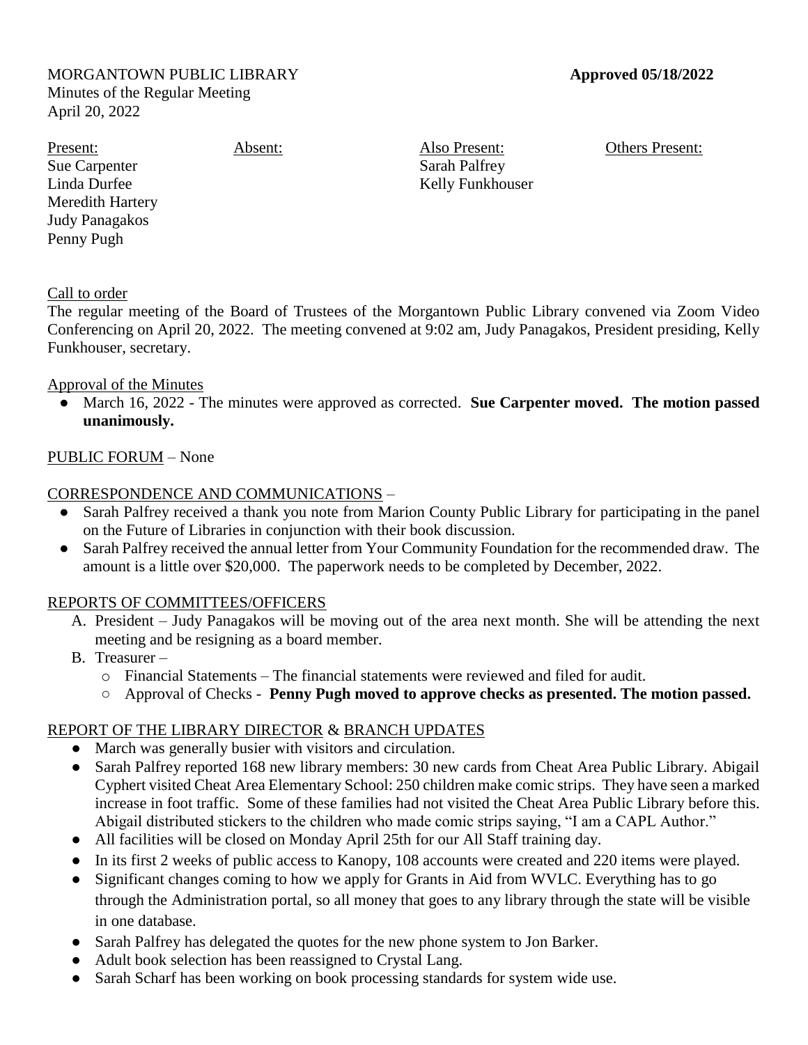MORGANTOWN PUBLIC LIBRARY **Approved 05/18/2022**

Minutes of the Regular Meeting
April 20, 2022

| Present: | Absent: | Also Present: | Others Present: |
|---|---|---|---|
| Sue Carpenter | | Sarah Palfrey | |
| Linda Durfee | | Kelly Funkhouser | |
| Meredith Hartery | | | |
| Judy Panagakos | | | |
| Penny Pugh | | | |

Call to order

The regular meeting of the Board of Trustees of the Morgantown Public Library convened via Zoom Video Conferencing on April 20, 2022. The meeting convened at 9:02 am, Judy Panagakos, President presiding, Kelly Funkhouser, secretary.

Approval of the Minutes

- March 16, 2022 - The minutes were approved as corrected. **Sue Carpenter moved. The motion passed unanimously.**

PUBLIC FORUM – None

CORRESPONDENCE AND COMMUNICATIONS –

- Sarah Palfrey received a thank you note from Marion County Public Library for participating in the panel on the Future of Libraries in conjunction with their book discussion.
- Sarah Palfrey received the annual letter from Your Community Foundation for the recommended draw. The amount is a little over $20,000. The paperwork needs to be completed by December, 2022.

REPORTS OF COMMITTEES/OFFICERS

A. President – Judy Panagakos will be moving out of the area next month. She will be attending the next meeting and be resigning as a board member.
B. Treasurer –
   - Financial Statements – The financial statements were reviewed and filed for audit.
   - Approval of Checks - **Penny Pugh moved to approve checks as presented. The motion passed.**

REPORT OF THE LIBRARY DIRECTOR & BRANCH UPDATES

- March was generally busier with visitors and circulation.
- Sarah Palfrey reported 168 new library members: 30 new cards from Cheat Area Public Library. Abigail Cyphert visited Cheat Area Elementary School: 250 children make comic strips. They have seen a marked increase in foot traffic. Some of these families had not visited the Cheat Area Public Library before this. Abigail distributed stickers to the children who made comic strips saying, "I am a CAPL Author."
- All facilities will be closed on Monday April 25th for our All Staff training day.
- In its first 2 weeks of public access to Kanopy, 108 accounts were created and 220 items were played.
- Significant changes coming to how we apply for Grants in Aid from WVLC. Everything has to go through the Administration portal, so all money that goes to any library through the state will be visible in one database.
- Sarah Palfrey has delegated the quotes for the new phone system to Jon Barker.
- Adult book selection has been reassigned to Crystal Lang.
- Sarah Scharf has been working on book processing standards for system wide use.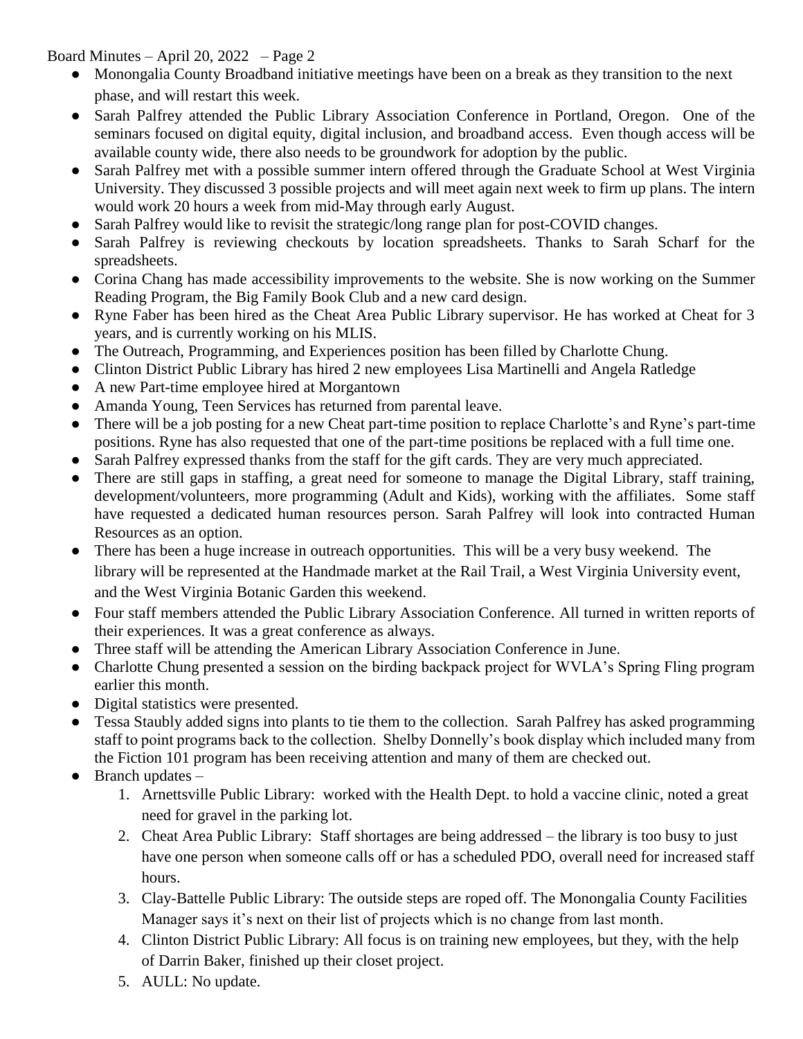- Monongalia County Broadband initiative meetings have been on a break as they transition to the next phase, and will restart this week.
- Sarah Palfrey attended the Public Library Association Conference in Portland, Oregon. One of the seminars focused on digital equity, digital inclusion, and broadband access. Even though access will be available county wide, there also needs to be groundwork for adoption by the public.
- Sarah Palfrey met with a possible summer intern offered through the Graduate School at West Virginia University. They discussed 3 possible projects and will meet again next week to firm up plans. The intern would work 20 hours a week from mid-May through early August.
- Sarah Palfrey would like to revisit the strategic/long range plan for post-COVID changes.
- Sarah Palfrey is reviewing checkouts by location spreadsheets. Thanks to Sarah Scharf for the spreadsheets.
- Corina Chang has made accessibility improvements to the website. She is now working on the Summer Reading Program, the Big Family Book Club and a new card design.
- Ryne Faber has been hired as the Cheat Area Public Library supervisor. He has worked at Cheat for 3 years, and is currently working on his MLIS.
- The Outreach, Programming, and Experiences position has been filled by Charlotte Chung.
- Clinton District Public Library has hired 2 new employees Lisa Martinelli and Angela Ratledge
- A new Part-time employee hired at Morgantown
- Amanda Young, Teen Services has returned from parental leave.
- There will be a job posting for a new Cheat part-time position to replace Charlotte's and Ryne's part-time positions. Ryne has also requested that one of the part-time positions be replaced with a full time one.
- Sarah Palfrey expressed thanks from the staff for the gift cards. They are very much appreciated.
- There are still gaps in staffing, a great need for someone to manage the Digital Library, staff training, development/volunteers, more programming (Adult and Kids), working with the affiliates. Some staff have requested a dedicated human resources person. Sarah Palfrey will look into contracted Human Resources as an option.
- There has been a huge increase in outreach opportunities. This will be a very busy weekend. The library will be represented at the Handmade market at the Rail Trail, a West Virginia University event, and the West Virginia Botanic Garden this weekend.
- Four staff members attended the Public Library Association Conference. All turned in written reports of their experiences. It was a great conference as always.
- Three staff will be attending the American Library Association Conference in June.
- Charlotte Chung presented a session on the birding backpack project for WVLA's Spring Fling program earlier this month.
- Digital statistics were presented.
- Tessa Staubly added signs into plants to tie them to the collection. Sarah Palfrey has asked programming staff to point programs back to the collection. Shelby Donnelly's book display which included many from the Fiction 101 program has been receiving attention and many of them are checked out.
- Branch updates –
  1. Arnettsville Public Library: worked with the Health Dept. to hold a vaccine clinic, noted a great need for gravel in the parking lot.
  2. Cheat Area Public Library: Staff shortages are being addressed – the library is too busy to just have one person when someone calls off or has a scheduled PDO, overall need for increased staff hours.
  3. Clay-Battelle Public Library: The outside steps are roped off. The Monongalia County Facilities Manager says it's next on their list of projects which is no change from last month.
  4. Clinton District Public Library: All focus is on training new employees, but they, with the help of Darrin Baker, finished up their closet project.
  5. AULL: No update.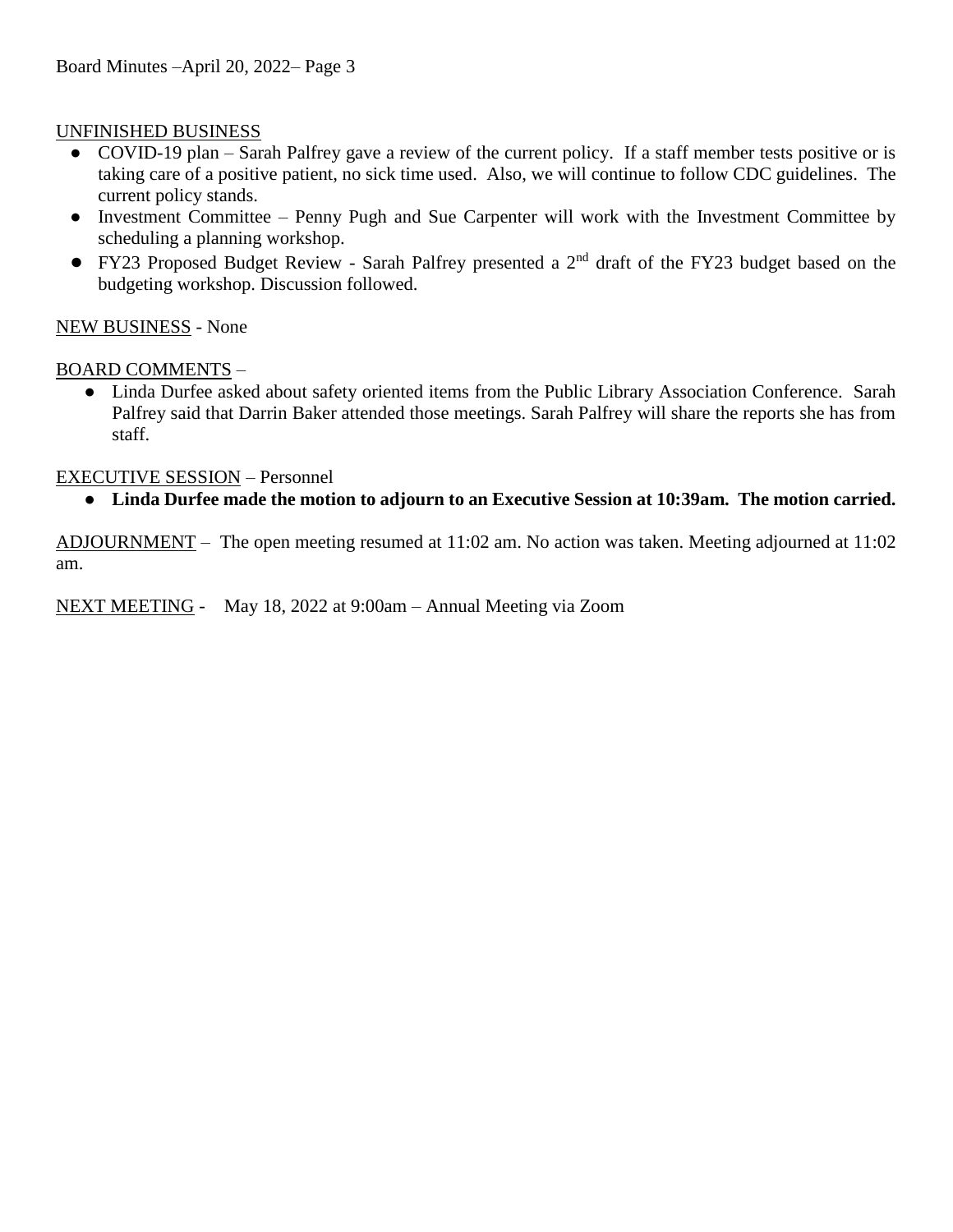UNFINISHED BUSINESS

- COVID-19 plan – Sarah Palfrey gave a review of the current policy. If a staff member tests positive or is taking care of a positive patient, no sick time used. Also, we will continue to follow CDC guidelines. The current policy stands.
- Investment Committee – Penny Pugh and Sue Carpenter will work with the Investment Committee by scheduling a planning workshop.
- FY23 Proposed Budget Review - Sarah Palfrey presented a 2nd draft of the FY23 budget based on the budgeting workshop. Discussion followed.

NEW BUSINESS - None

BOARD COMMENTS –

- Linda Durfee asked about safety oriented items from the Public Library Association Conference. Sarah Palfrey said that Darrin Baker attended those meetings. Sarah Palfrey will share the reports she has from staff.

EXECUTIVE SESSION – Personnel

- **Linda Durfee made the motion to adjourn to an Executive Session at 10:39am. The motion carried.**

ADJOURNMENT – The open meeting resumed at 11:02 am. No action was taken. Meeting adjourned at 11:02 am.

NEXT MEETING - May 18, 2022 at 9:00am – Annual Meeting via Zoom